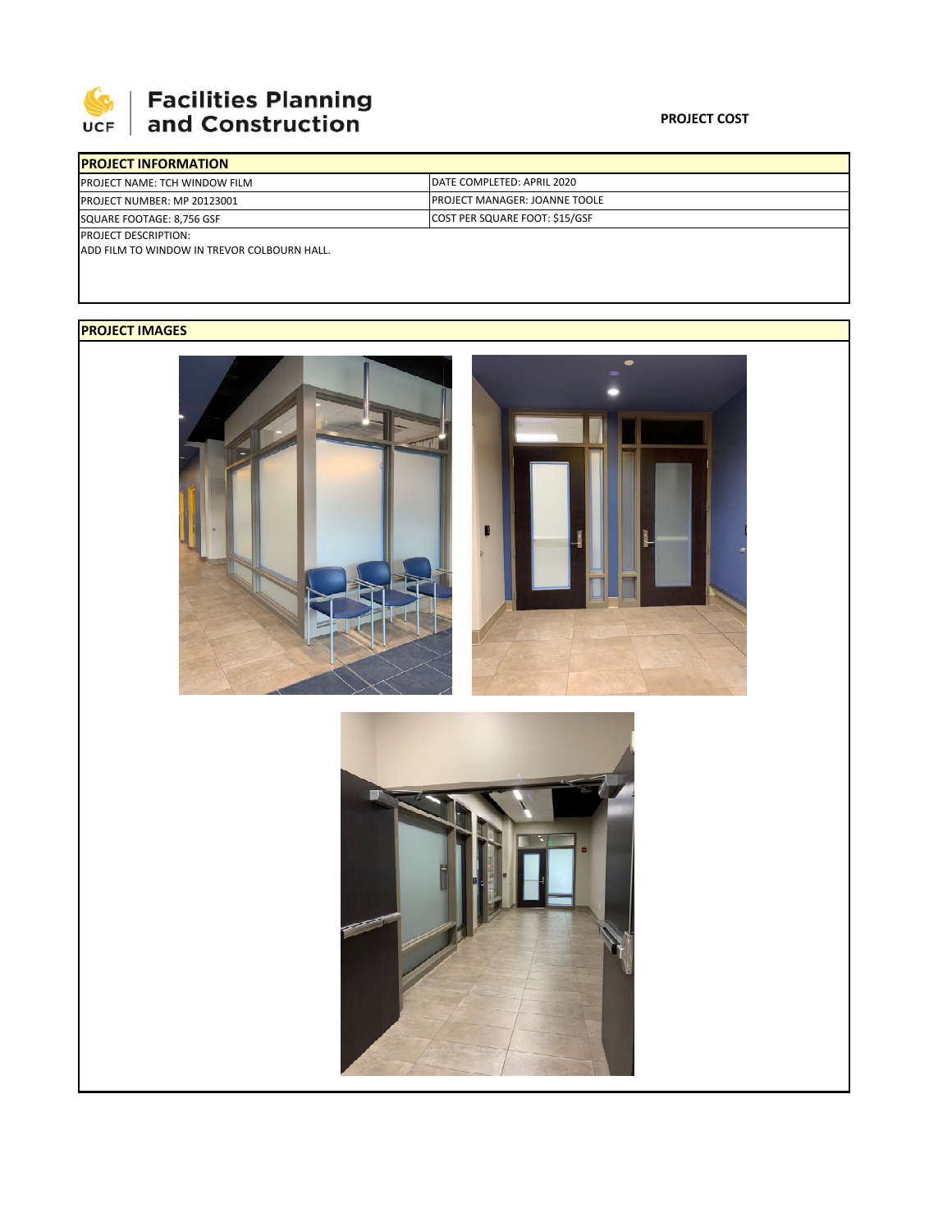Facilities Planning and Construction

**PROJECT COST**

| PROJECT INFORMATION | |
|---|---|
| PROJECT NAME: TCH WINDOW FILM | DATE COMPLETED: APRIL 2020 |
| PROJECT NUMBER: MP 20123001 | PROJECT MANAGER: JOANNE TOOLE |
| SQUARE FOOTAGE: 8,756 GSF | COST PER SQUARE FOOT: $15/GSF |

PROJECT DESCRIPTION:
ADD FILM TO WINDOW IN TREVOR COLBOURN HALL.

**PROJECT IMAGES**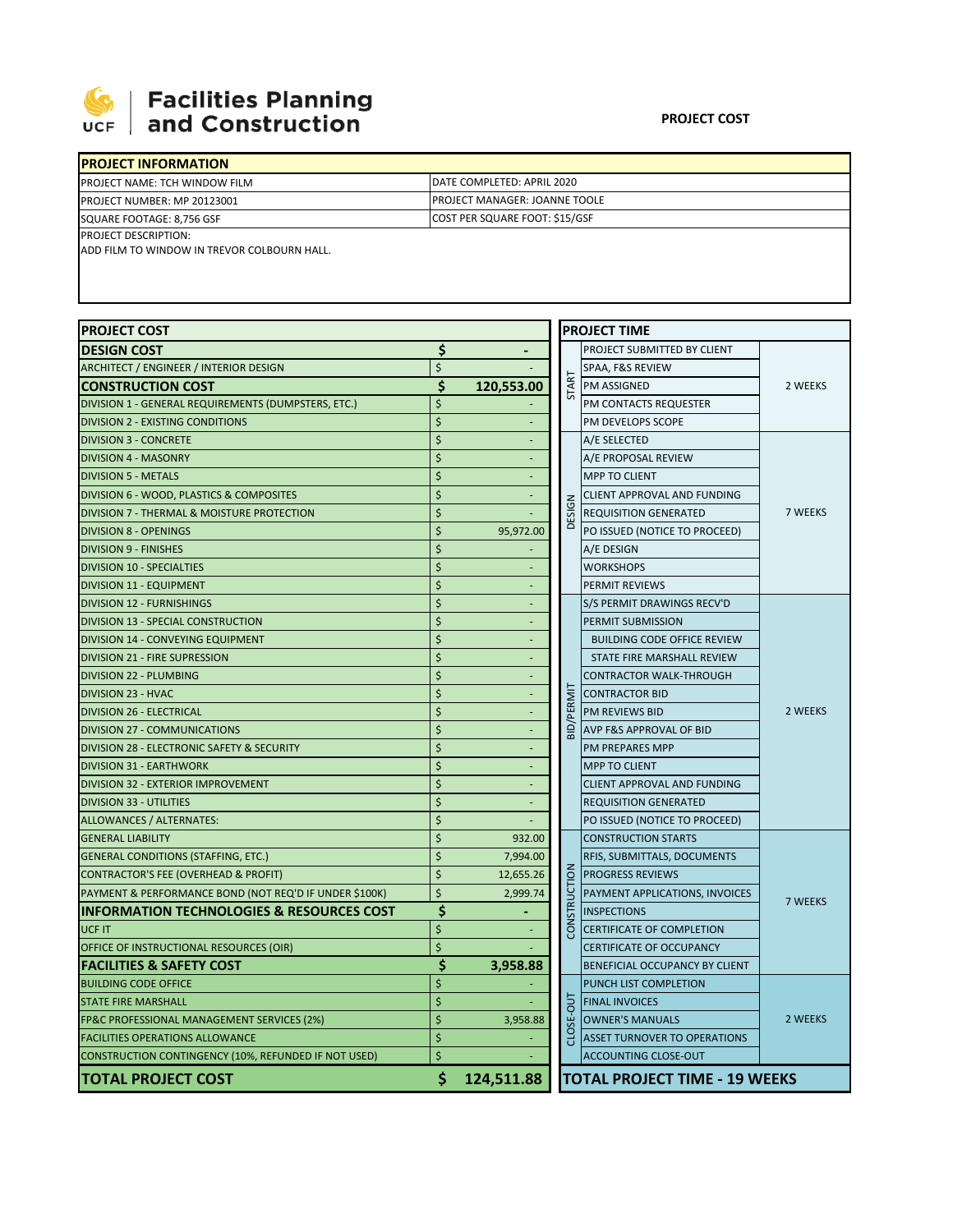# Facilities Planning and Construction

UCF

**PROJECT COST**

| PROJECT INFORMATION | |
|---|---|
| PROJECT NAME: TCH WINDOW FILM | DATE COMPLETED: APRIL 2020 |
| PROJECT NUMBER: MP 20123001 | PROJECT MANAGER: JOANNE TOOLE |
| SQUARE FOOTAGE: 8,756 GSF | COST PER SQUARE FOOT: $15/GSF |

PROJECT DESCRIPTION:
ADD FILM TO WINDOW IN TREVOR COLBOURN HALL.

| PROJECT COST | |
|---|---|
| **DESIGN COST** | **$ -** |
| ARCHITECT / ENGINEER / INTERIOR DESIGN | $ - |
| **CONSTRUCTION COST** | **$ 120,553.00** |
| DIVISION 1 - GENERAL REQUIREMENTS (DUMPSTERS, ETC.) | $ - |
| DIVISION 2 - EXISTING CONDITIONS | $ - |
| DIVISION 3 - CONCRETE | $ - |
| DIVISION 4 - MASONRY | $ - |
| DIVISION 5 - METALS | $ - |
| DIVISION 6 - WOOD, PLASTICS & COMPOSITES | $ - |
| DIVISION 7 - THERMAL & MOISTURE PROTECTION | $ - |
| DIVISION 8 - OPENINGS | $ 95,972.00 |
| DIVISION 9 - FINISHES | $ - |
| DIVISION 10 - SPECIALTIES | $ - |
| DIVISION 11 - EQUIPMENT | $ - |
| DIVISION 12 - FURNISHINGS | $ - |
| DIVISION 13 - SPECIAL CONSTRUCTION | $ - |
| DIVISION 14 - CONVEYING EQUIPMENT | $ - |
| DIVISION 21 - FIRE SUPRESSION | $ - |
| DIVISION 22 - PLUMBING | $ - |
| DIVISION 23 - HVAC | $ - |
| DIVISION 26 - ELECTRICAL | $ - |
| DIVISION 27 - COMMUNICATIONS | $ - |
| DIVISION 28 - ELECTRONIC SAFETY & SECURITY | $ - |
| DIVISION 31 - EARTHWORK | $ - |
| DIVISION 32 - EXTERIOR IMPROVEMENT | $ - |
| DIVISION 33 - UTILITIES | $ - |
| ALLOWANCES / ALTERNATES: | $ - |
| GENERAL LIABILITY | $ 932.00 |
| GENERAL CONDITIONS (STAFFING, ETC.) | $ 7,994.00 |
| CONTRACTOR'S FEE (OVERHEAD & PROFIT) | $ 12,655.26 |
| PAYMENT & PERFORMANCE BOND (NOT REQ'D IF UNDER $100K) | $ 2,999.74 |
| **INFORMATION TECHNOLOGIES & RESOURCES COST** | **$ -** |
| UCF IT | $ - |
| OFFICE OF INSTRUCTIONAL RESOURCES (OIR) | $ - |
| **FACILITIES & SAFETY COST** | **$ 3,958.88** |
| BUILDING CODE OFFICE | $ - |
| STATE FIRE MARSHALL | $ - |
| FP&C PROFESSIONAL MANAGEMENT SERVICES (2%) | $ 3,958.88 |
| FACILITIES OPERATIONS ALLOWANCE | $ - |
| CONSTRUCTION CONTINGENCY (10%, REFUNDED IF NOT USED) | $ - |
| **TOTAL PROJECT COST** | **$ 124,511.88** |

| PROJECT TIME | | |
|---|---|---|
| START | PROJECT SUBMITTED BY CLIENT | 2 WEEKS |
| | SPAA, F&S REVIEW | |
| | PM ASSIGNED | |
| | PM CONTACTS REQUESTER | |
| | PM DEVELOPS SCOPE | |
| DESIGN | A/E SELECTED | 7 WEEKS |
| | A/E PROPOSAL REVIEW | |
| | MPP TO CLIENT | |
| | CLIENT APPROVAL AND FUNDING | |
| | REQUISITION GENERATED | |
| | PO ISSUED (NOTICE TO PROCEED) | |
| | A/E DESIGN | |
| | WORKSHOPS | |
| | PERMIT REVIEWS | |
| BID/PERMIT | S/S PERMIT DRAWINGS RECV'D | 2 WEEKS |
| | PERMIT SUBMISSION | |
| | BUILDING CODE OFFICE REVIEW | |
| | STATE FIRE MARSHALL REVIEW | |
| | CONTRACTOR WALK-THROUGH | |
| | CONTRACTOR BID | |
| | PM REVIEWS BID | |
| | AVP F&S APPROVAL OF BID | |
| | PM PREPARES MPP | |
| | MPP TO CLIENT | |
| | CLIENT APPROVAL AND FUNDING | |
| | REQUISITION GENERATED | |
| | PO ISSUED (NOTICE TO PROCEED) | |
| CONSTRUCTION | CONSTRUCTION STARTS | 7 WEEKS |
| | RFIS, SUBMITTALS, DOCUMENTS | |
| | PROGRESS REVIEWS | |
| | PAYMENT APPLICATIONS, INVOICES | |
| | INSPECTIONS | |
| | CERTIFICATE OF COMPLETION | |
| | CERTIFICATE OF OCCUPANCY | |
| | BENEFICIAL OCCUPANCY BY CLIENT | |
| CLOSE-OUT | PUNCH LIST COMPLETION | 2 WEEKS |
| | FINAL INVOICES | |
| | OWNER'S MANUALS | |
| | ASSET TURNOVER TO OPERATIONS | |
| | ACCOUNTING CLOSE-OUT | |
| **TOTAL PROJECT TIME - 19 WEEKS** | | |